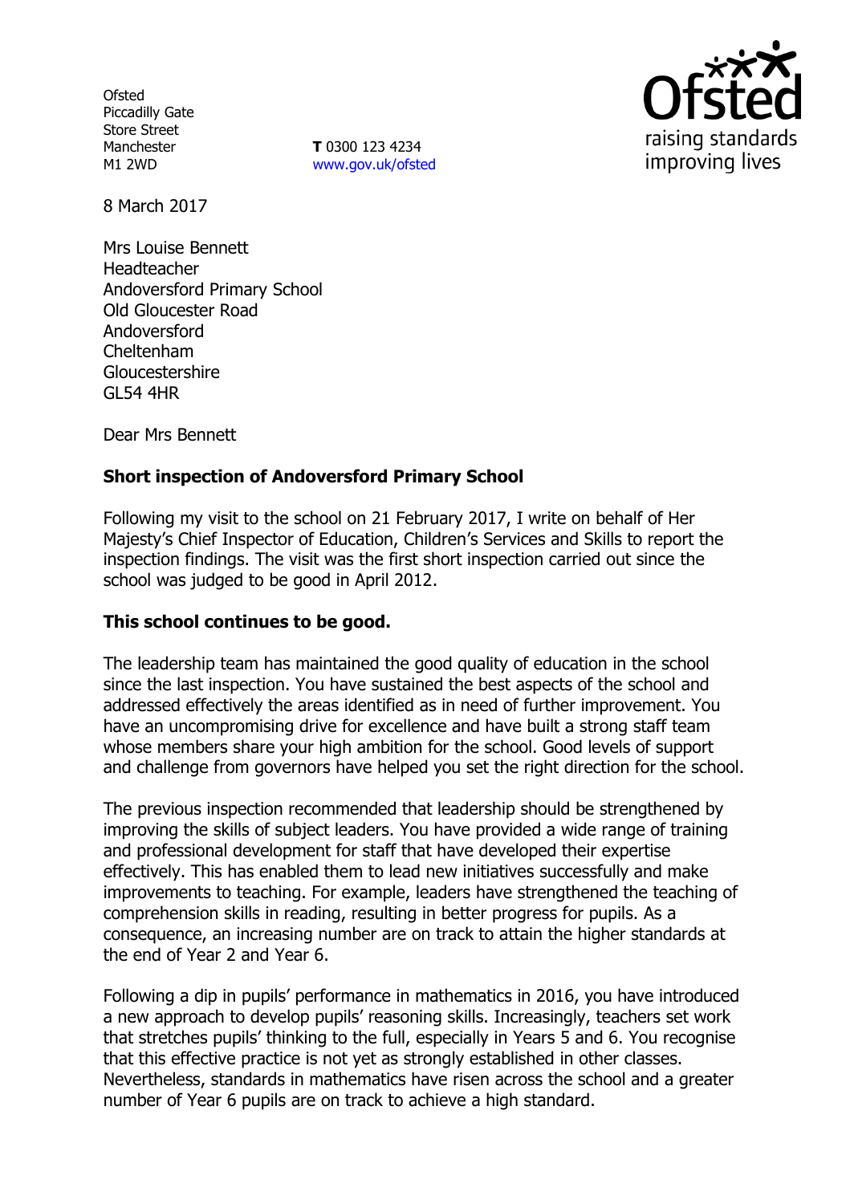Ofsted
Piccadilly Gate
Store Street
Manchester
M1 2WD

**T** 0300 123 4234
www.gov.uk/ofsted

8 March 2017

Mrs Louise Bennett
Headteacher
Andoversford Primary School
Old Gloucester Road
Andoversford
Cheltenham
Gloucestershire
GL54 4HR

Dear Mrs Bennett

**Short inspection of Andoversford Primary School**

Following my visit to the school on 21 February 2017, I write on behalf of Her Majesty's Chief Inspector of Education, Children's Services and Skills to report the inspection findings. The visit was the first short inspection carried out since the school was judged to be good in April 2012.

**This school continues to be good.**

The leadership team has maintained the good quality of education in the school since the last inspection. You have sustained the best aspects of the school and addressed effectively the areas identified as in need of further improvement. You have an uncompromising drive for excellence and have built a strong staff team whose members share your high ambition for the school. Good levels of support and challenge from governors have helped you set the right direction for the school.

The previous inspection recommended that leadership should be strengthened by improving the skills of subject leaders. You have provided a wide range of training and professional development for staff that have developed their expertise effectively. This has enabled them to lead new initiatives successfully and make improvements to teaching. For example, leaders have strengthened the teaching of comprehension skills in reading, resulting in better progress for pupils. As a consequence, an increasing number are on track to attain the higher standards at the end of Year 2 and Year 6.

Following a dip in pupils' performance in mathematics in 2016, you have introduced a new approach to develop pupils' reasoning skills. Increasingly, teachers set work that stretches pupils' thinking to the full, especially in Years 5 and 6. You recognise that this effective practice is not yet as strongly established in other classes. Nevertheless, standards in mathematics have risen across the school and a greater number of Year 6 pupils are on track to achieve a high standard.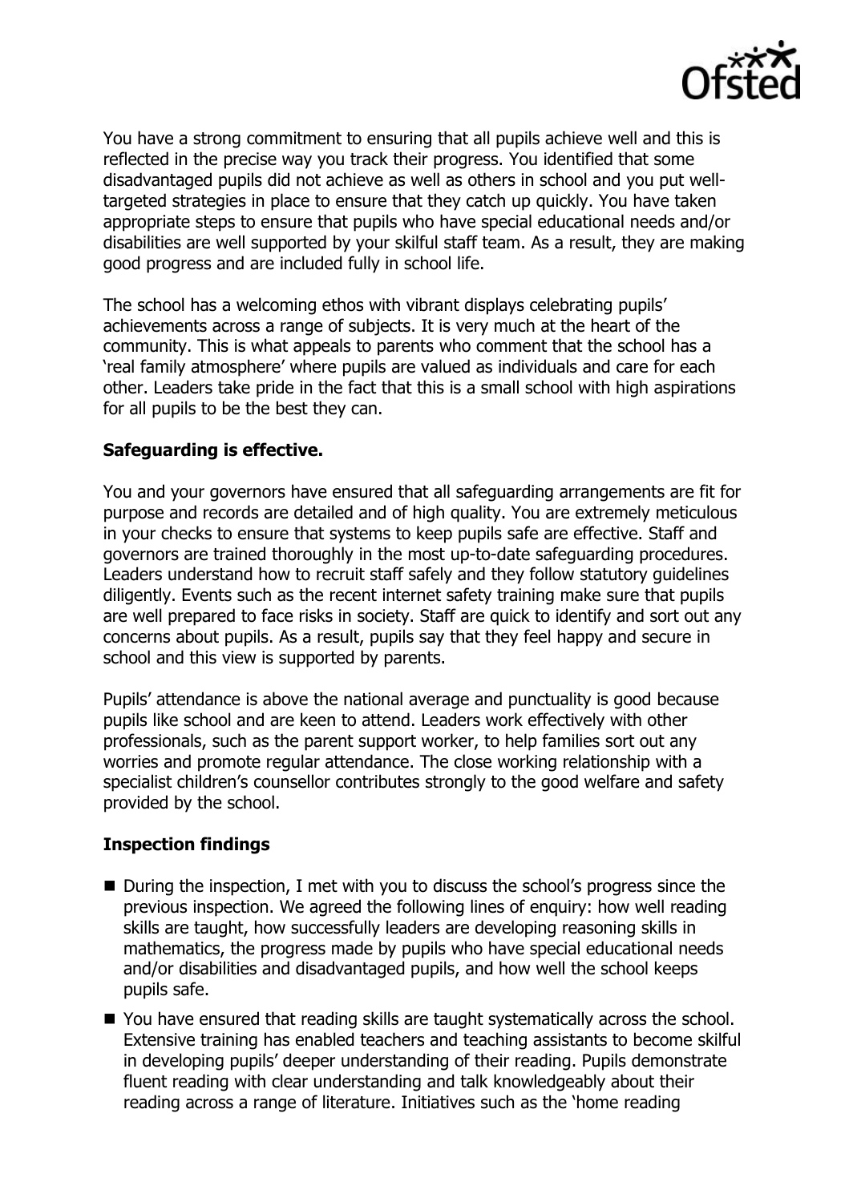You have a strong commitment to ensuring that all pupils achieve well and this is reflected in the precise way you track their progress. You identified that some disadvantaged pupils did not achieve as well as others in school and you put well-targeted strategies in place to ensure that they catch up quickly. You have taken appropriate steps to ensure that pupils who have special educational needs and/or disabilities are well supported by your skilful staff team. As a result, they are making good progress and are included fully in school life.

The school has a welcoming ethos with vibrant displays celebrating pupils' achievements across a range of subjects. It is very much at the heart of the community. This is what appeals to parents who comment that the school has a 'real family atmosphere' where pupils are valued as individuals and care for each other. Leaders take pride in the fact that this is a small school with high aspirations for all pupils to be the best they can.

## Safeguarding is effective.

You and your governors have ensured that all safeguarding arrangements are fit for purpose and records are detailed and of high quality. You are extremely meticulous in your checks to ensure that systems to keep pupils safe are effective. Staff and governors are trained thoroughly in the most up-to-date safeguarding procedures. Leaders understand how to recruit staff safely and they follow statutory guidelines diligently. Events such as the recent internet safety training make sure that pupils are well prepared to face risks in society. Staff are quick to identify and sort out any concerns about pupils. As a result, pupils say that they feel happy and secure in school and this view is supported by parents.

Pupils' attendance is above the national average and punctuality is good because pupils like school and are keen to attend. Leaders work effectively with other professionals, such as the parent support worker, to help families sort out any worries and promote regular attendance. The close working relationship with a specialist children's counsellor contributes strongly to the good welfare and safety provided by the school.

## Inspection findings

- During the inspection, I met with you to discuss the school's progress since the previous inspection. We agreed the following lines of enquiry: how well reading skills are taught, how successfully leaders are developing reasoning skills in mathematics, the progress made by pupils who have special educational needs and/or disabilities and disadvantaged pupils, and how well the school keeps pupils safe.
- You have ensured that reading skills are taught systematically across the school. Extensive training has enabled teachers and teaching assistants to become skilful in developing pupils' deeper understanding of their reading. Pupils demonstrate fluent reading with clear understanding and talk knowledgeably about their reading across a range of literature. Initiatives such as the 'home reading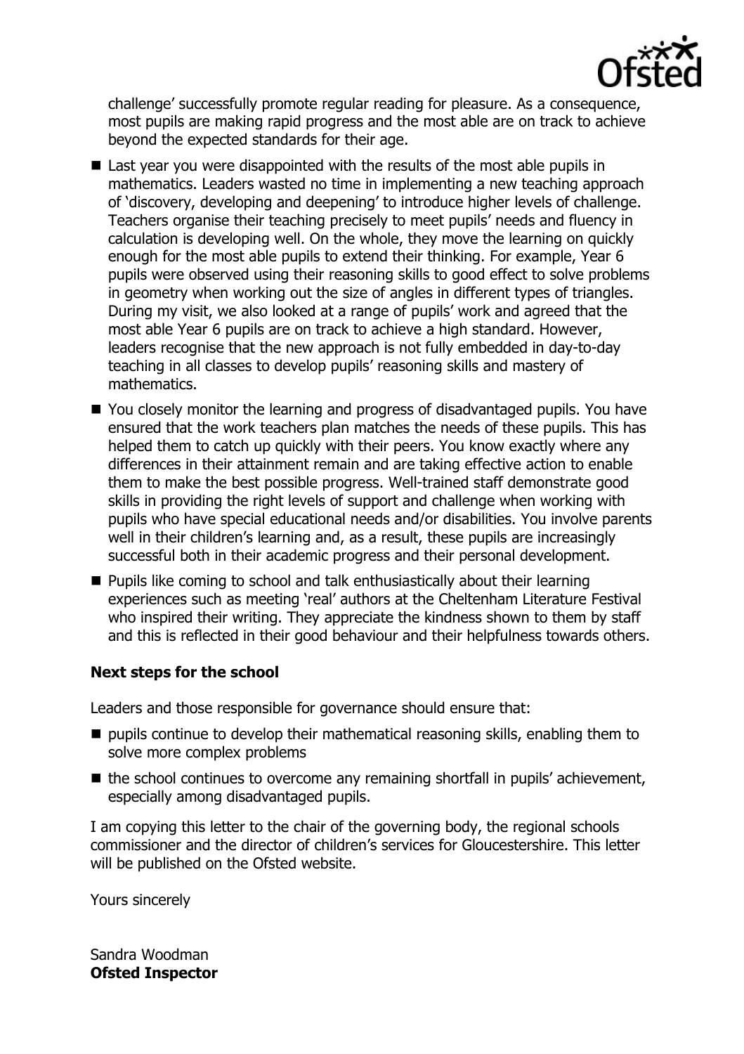challenge' successfully promote regular reading for pleasure. As a consequence, most pupils are making rapid progress and the most able are on track to achieve beyond the expected standards for their age.

- Last year you were disappointed with the results of the most able pupils in mathematics. Leaders wasted no time in implementing a new teaching approach of 'discovery, developing and deepening' to introduce higher levels of challenge. Teachers organise their teaching precisely to meet pupils' needs and fluency in calculation is developing well. On the whole, they move the learning on quickly enough for the most able pupils to extend their thinking. For example, Year 6 pupils were observed using their reasoning skills to good effect to solve problems in geometry when working out the size of angles in different types of triangles. During my visit, we also looked at a range of pupils' work and agreed that the most able Year 6 pupils are on track to achieve a high standard. However, leaders recognise that the new approach is not fully embedded in day-to-day teaching in all classes to develop pupils' reasoning skills and mastery of mathematics.
- You closely monitor the learning and progress of disadvantaged pupils. You have ensured that the work teachers plan matches the needs of these pupils. This has helped them to catch up quickly with their peers. You know exactly where any differences in their attainment remain and are taking effective action to enable them to make the best possible progress. Well-trained staff demonstrate good skills in providing the right levels of support and challenge when working with pupils who have special educational needs and/or disabilities. You involve parents well in their children's learning and, as a result, these pupils are increasingly successful both in their academic progress and their personal development.
- Pupils like coming to school and talk enthusiastically about their learning experiences such as meeting 'real' authors at the Cheltenham Literature Festival who inspired their writing. They appreciate the kindness shown to them by staff and this is reflected in their good behaviour and their helpfulness towards others.

### Next steps for the school

Leaders and those responsible for governance should ensure that:

- pupils continue to develop their mathematical reasoning skills, enabling them to solve more complex problems
- the school continues to overcome any remaining shortfall in pupils' achievement, especially among disadvantaged pupils.

I am copying this letter to the chair of the governing body, the regional schools commissioner and the director of children's services for Gloucestershire. This letter will be published on the Ofsted website.

Yours sincerely

Sandra Woodman
**Ofsted Inspector**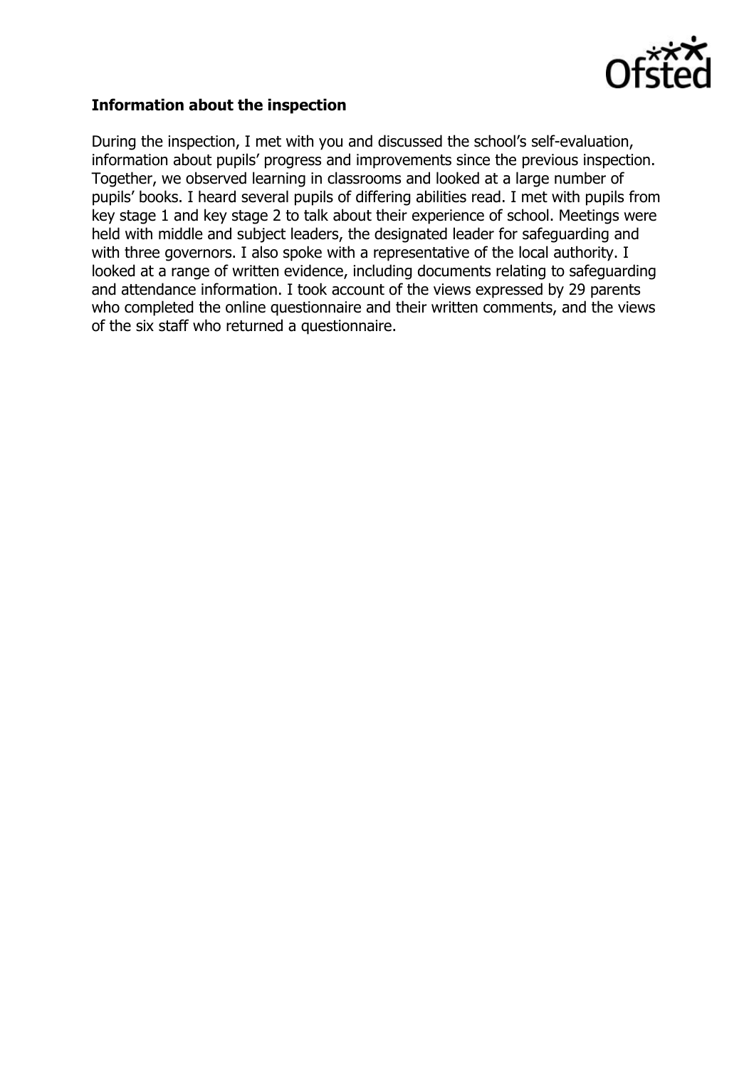**Information about the inspection**

During the inspection, I met with you and discussed the school's self-evaluation, information about pupils' progress and improvements since the previous inspection. Together, we observed learning in classrooms and looked at a large number of pupils' books. I heard several pupils of differing abilities read. I met with pupils from key stage 1 and key stage 2 to talk about their experience of school. Meetings were held with middle and subject leaders, the designated leader for safeguarding and with three governors. I also spoke with a representative of the local authority. I looked at a range of written evidence, including documents relating to safeguarding and attendance information. I took account of the views expressed by 29 parents who completed the online questionnaire and their written comments, and the views of the six staff who returned a questionnaire.